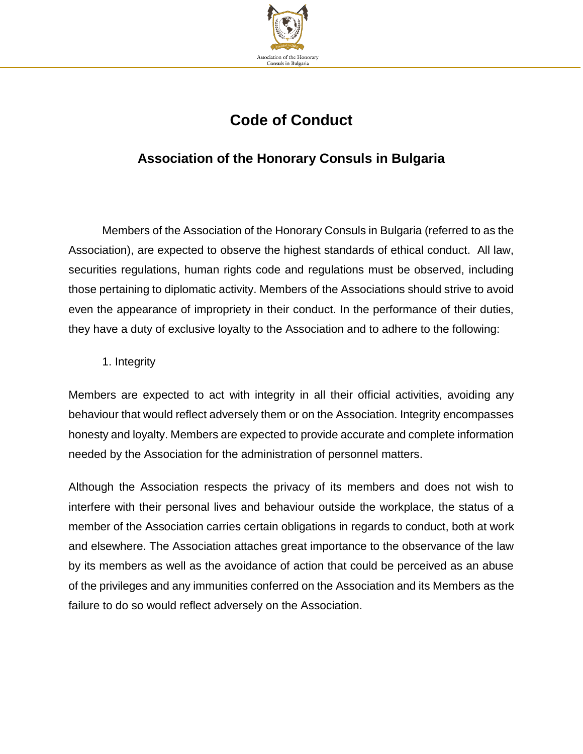# Code of Conduct

## Association of the Honorary Consuls in Bulgaria

Members of the Association of the Honorary Consuls in Bulgaria (referred to as the Association), are expected to observe the highest standards of ethical conduct. All law, securities regulations, human rights code and regulations must be observed, including those pertaining to diplomatic activity. Members of the Associations should strive to avoid even the appearance of impropriety in their conduct. In the performance of their duties, they have a duty of exclusive loyalty to the Association and to adhere to the following:

1. Integrity

Members are expected to act with integrity in all their official activities, avoiding any behaviour that would reflect adversely them or on the Association. Integrity encompasses honesty and loyalty. Members are expected to provide accurate and complete information needed by the Association for the administration of personnel matters.

Although the Association respects the privacy of its members and does not wish to interfere with their personal lives and behaviour outside the workplace, the status of a member of the Association carries certain obligations in regards to conduct, both at work and elsewhere. The Association attaches great importance to the observance of the law by its members as well as the avoidance of action that could be perceived as an abuse of the privileges and any immunities conferred on the Association and its Members as the failure to do so would reflect adversely on the Association.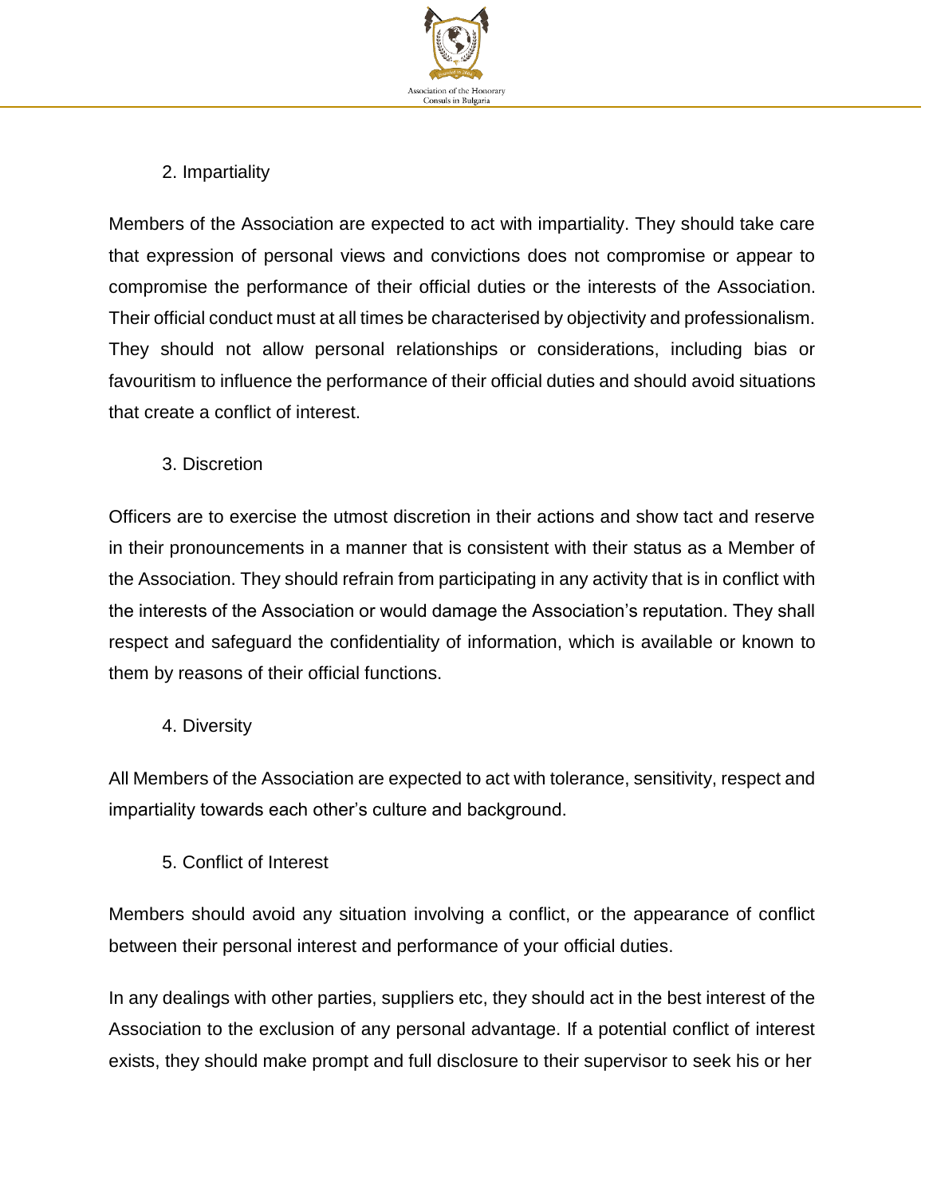## 2. Impartiality

Members of the Association are expected to act with impartiality. They should take care that expression of personal views and convictions does not compromise or appear to compromise the performance of their official duties or the interests of the Association. Their official conduct must at all times be characterised by objectivity and professionalism. They should not allow personal relationships or considerations, including bias or favouritism to influence the performance of their official duties and should avoid situations that create a conflict of interest.

## 3. Discretion

Officers are to exercise the utmost discretion in their actions and show tact and reserve in their pronouncements in a manner that is consistent with their status as a Member of the Association. They should refrain from participating in any activity that is in conflict with the interests of the Association or would damage the Association's reputation. They shall respect and safeguard the confidentiality of information, which is available or known to them by reasons of their official functions.

## 4. Diversity

All Members of the Association are expected to act with tolerance, sensitivity, respect and impartiality towards each other's culture and background.

## 5. Conflict of Interest

Members should avoid any situation involving a conflict, or the appearance of conflict between their personal interest and performance of your official duties.

In any dealings with other parties, suppliers etc, they should act in the best interest of the Association to the exclusion of any personal advantage. If a potential conflict of interest exists, they should make prompt and full disclosure to their supervisor to seek his or her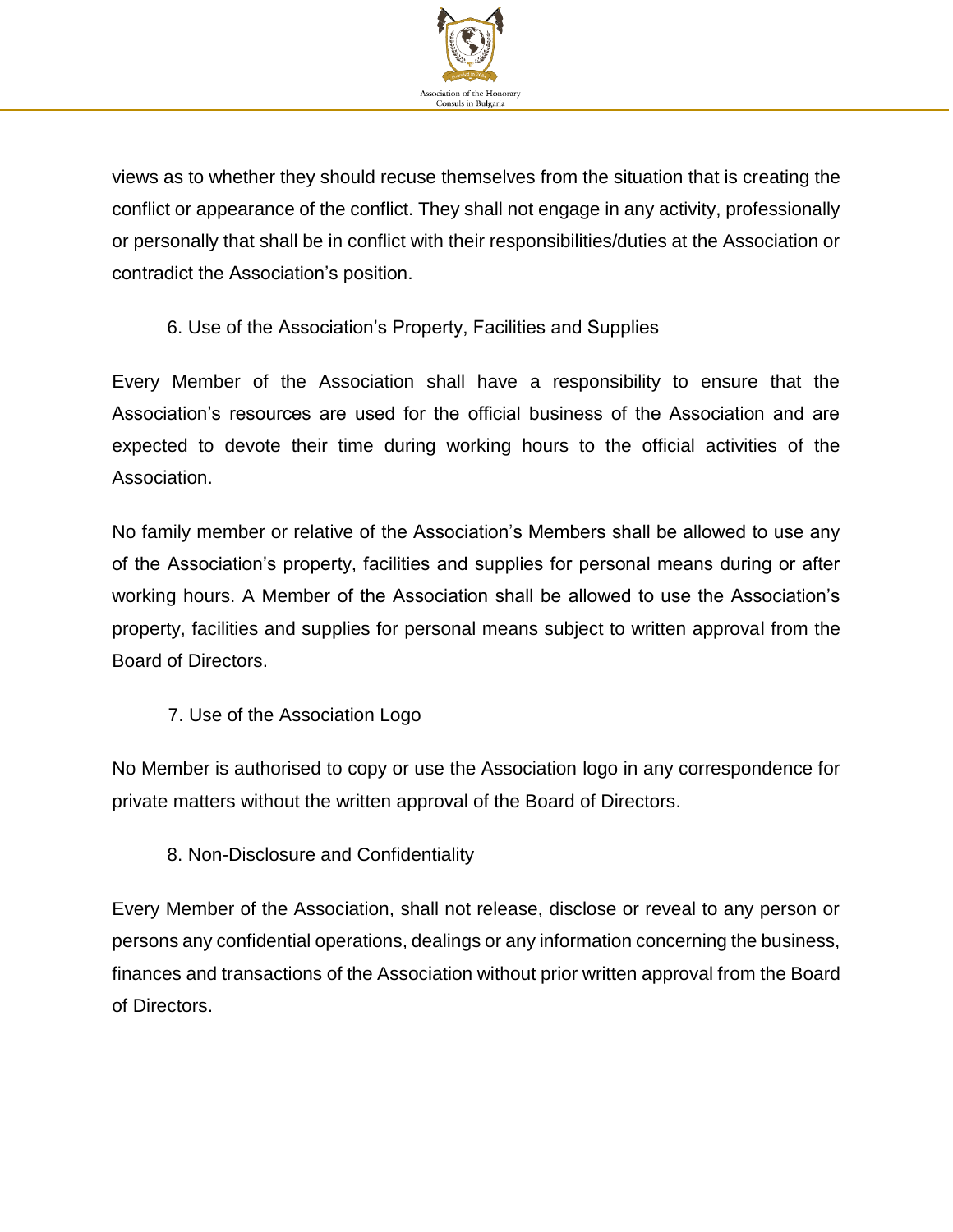views as to whether they should recuse themselves from the situation that is creating the conflict or appearance of the conflict. They shall not engage in any activity, professionally or personally that shall be in conflict with their responsibilities/duties at the Association or contradict the Association's position.

## 6. Use of the Association's Property, Facilities and Supplies

Every Member of the Association shall have a responsibility to ensure that the Association's resources are used for the official business of the Association and are expected to devote their time during working hours to the official activities of the Association.

No family member or relative of the Association's Members shall be allowed to use any of the Association's property, facilities and supplies for personal means during or after working hours. A Member of the Association shall be allowed to use the Association's property, facilities and supplies for personal means subject to written approval from the Board of Directors.

## 7. Use of the Association Logo

No Member is authorised to copy or use the Association logo in any correspondence for private matters without the written approval of the Board of Directors.

## 8. Non-Disclosure and Confidentiality

Every Member of the Association, shall not release, disclose or reveal to any person or persons any confidential operations, dealings or any information concerning the business, finances and transactions of the Association without prior written approval from the Board of Directors.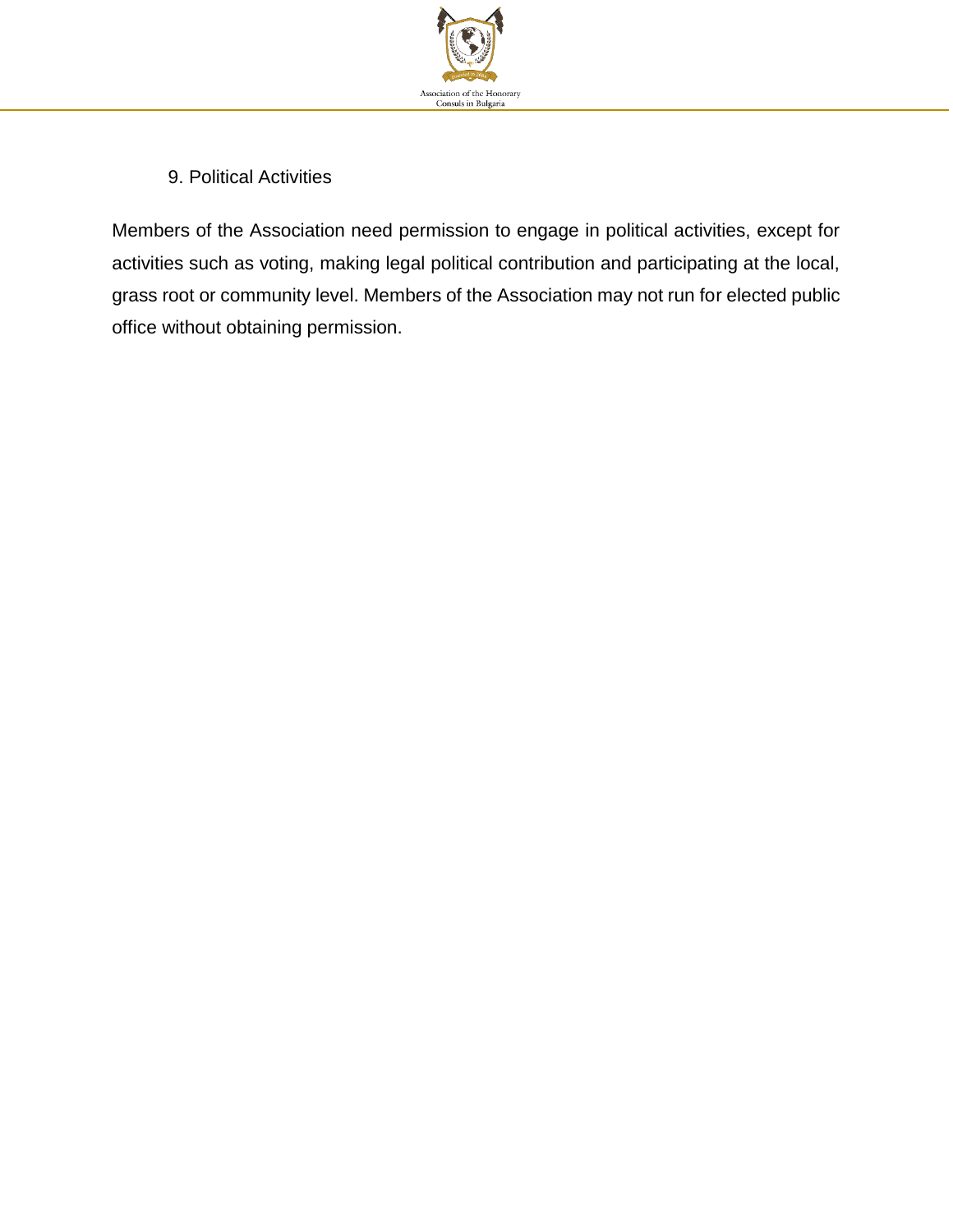## 9. Political Activities

Members of the Association need permission to engage in political activities, except for activities such as voting, making legal political contribution and participating at the local, grass root or community level. Members of the Association may not run for elected public office without obtaining permission.